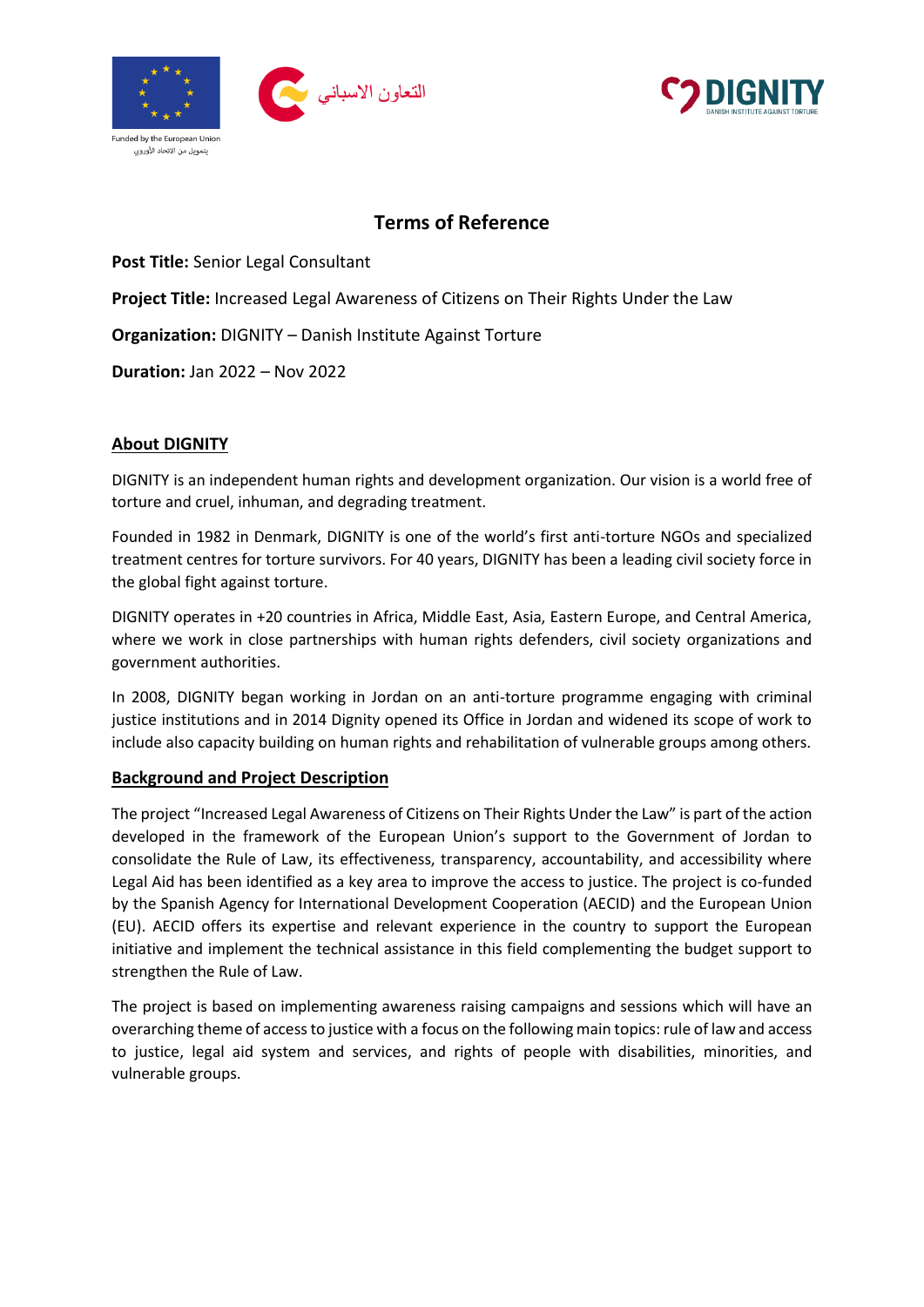Funded by the European Union
بتمويل من الاتحاد الأوروبي

التعاون الاسباني

DIGNITY
DANISH INSTITUTE AGAINST TORTURE

# Terms of Reference

**Post Title:** Senior Legal Consultant

**Project Title:** Increased Legal Awareness of Citizens on Their Rights Under the Law

**Organization:** DIGNITY – Danish Institute Against Torture

**Duration:** Jan 2022 – Nov 2022

## About DIGNITY

DIGNITY is an independent human rights and development organization. Our vision is a world free of torture and cruel, inhuman, and degrading treatment.

Founded in 1982 in Denmark, DIGNITY is one of the world's first anti-torture NGOs and specialized treatment centres for torture survivors. For 40 years, DIGNITY has been a leading civil society force in the global fight against torture.

DIGNITY operates in +20 countries in Africa, Middle East, Asia, Eastern Europe, and Central America, where we work in close partnerships with human rights defenders, civil society organizations and government authorities.

In 2008, DIGNITY began working in Jordan on an anti-torture programme engaging with criminal justice institutions and in 2014 Dignity opened its Office in Jordan and widened its scope of work to include also capacity building on human rights and rehabilitation of vulnerable groups among others.

## Background and Project Description

The project "Increased Legal Awareness of Citizens on Their Rights Under the Law" is part of the action developed in the framework of the European Union's support to the Government of Jordan to consolidate the Rule of Law, its effectiveness, transparency, accountability, and accessibility where Legal Aid has been identified as a key area to improve the access to justice. The project is co-funded by the Spanish Agency for International Development Cooperation (AECID) and the European Union (EU). AECID offers its expertise and relevant experience in the country to support the European initiative and implement the technical assistance in this field complementing the budget support to strengthen the Rule of Law.

The project is based on implementing awareness raising campaigns and sessions which will have an overarching theme of access to justice with a focus on the following main topics: rule of law and access to justice, legal aid system and services, and rights of people with disabilities, minorities, and vulnerable groups.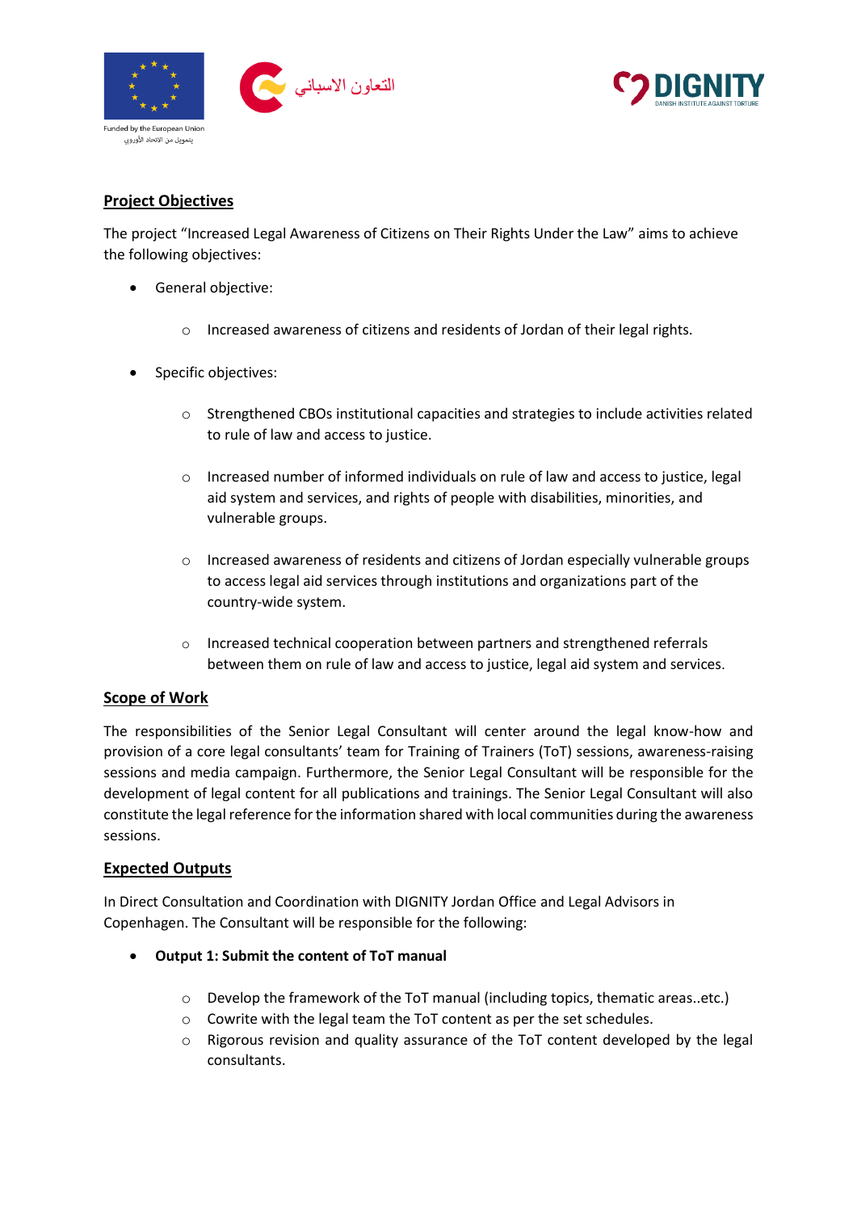## Project Objectives

The project "Increased Legal Awareness of Citizens on Their Rights Under the Law" aims to achieve the following objectives:

- General objective:
  - Increased awareness of citizens and residents of Jordan of their legal rights.
- Specific objectives:
  - Strengthened CBOs institutional capacities and strategies to include activities related to rule of law and access to justice.
  - Increased number of informed individuals on rule of law and access to justice, legal aid system and services, and rights of people with disabilities, minorities, and vulnerable groups.
  - Increased awareness of residents and citizens of Jordan especially vulnerable groups to access legal aid services through institutions and organizations part of the country-wide system.
  - Increased technical cooperation between partners and strengthened referrals between them on rule of law and access to justice, legal aid system and services.

## Scope of Work

The responsibilities of the Senior Legal Consultant will center around the legal know-how and provision of a core legal consultants' team for Training of Trainers (ToT) sessions, awareness-raising sessions and media campaign. Furthermore, the Senior Legal Consultant will be responsible for the development of legal content for all publications and trainings. The Senior Legal Consultant will also constitute the legal reference for the information shared with local communities during the awareness sessions.

## Expected Outputs

In Direct Consultation and Coordination with DIGNITY Jordan Office and Legal Advisors in Copenhagen. The Consultant will be responsible for the following:

- **Output 1: Submit the content of ToT manual**
  - Develop the framework of the ToT manual (including topics, thematic areas..etc.)
  - Cowrite with the legal team the ToT content as per the set schedules.
  - Rigorous revision and quality assurance of the ToT content developed by the legal consultants.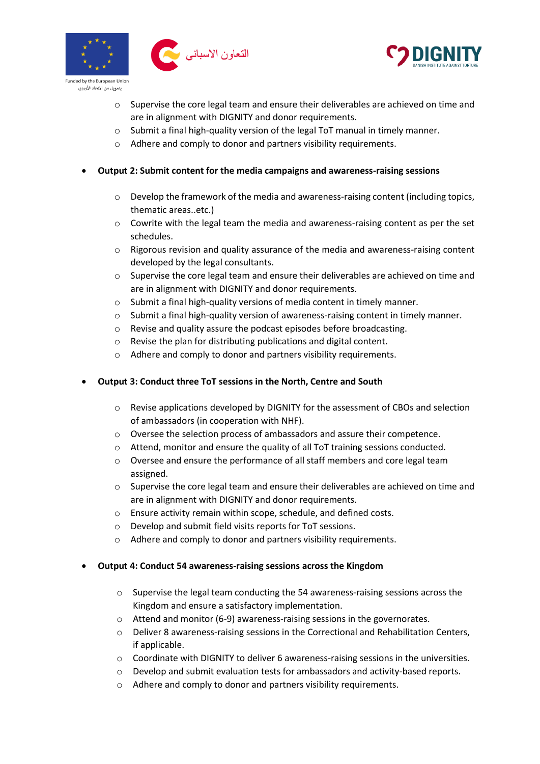- Supervise the core legal team and ensure their deliverables are achieved on time and are in alignment with DIGNITY and donor requirements.
  - Submit a final high-quality version of the legal ToT manual in timely manner.
  - Adhere and comply to donor and partners visibility requirements.

- **Output 2: Submit content for the media campaigns and awareness-raising sessions**
  - Develop the framework of the media and awareness-raising content (including topics, thematic areas..etc.)
  - Cowrite with the legal team the media and awareness-raising content as per the set schedules.
  - Rigorous revision and quality assurance of the media and awareness-raising content developed by the legal consultants.
  - Supervise the core legal team and ensure their deliverables are achieved on time and are in alignment with DIGNITY and donor requirements.
  - Submit a final high-quality versions of media content in timely manner.
  - Submit a final high-quality version of awareness-raising content in timely manner.
  - Revise and quality assure the podcast episodes before broadcasting.
  - Revise the plan for distributing publications and digital content.
  - Adhere and comply to donor and partners visibility requirements.

- **Output 3: Conduct three ToT sessions in the North, Centre and South**
  - Revise applications developed by DIGNITY for the assessment of CBOs and selection of ambassadors (in cooperation with NHF).
  - Oversee the selection process of ambassadors and assure their competence.
  - Attend, monitor and ensure the quality of all ToT training sessions conducted.
  - Oversee and ensure the performance of all staff members and core legal team assigned.
  - Supervise the core legal team and ensure their deliverables are achieved on time and are in alignment with DIGNITY and donor requirements.
  - Ensure activity remain within scope, schedule, and defined costs.
  - Develop and submit field visits reports for ToT sessions.
  - Adhere and comply to donor and partners visibility requirements.

- **Output 4: Conduct 54 awareness-raising sessions across the Kingdom**
  - Supervise the legal team conducting the 54 awareness-raising sessions across the Kingdom and ensure a satisfactory implementation.
  - Attend and monitor (6-9) awareness-raising sessions in the governorates.
  - Deliver 8 awareness-raising sessions in the Correctional and Rehabilitation Centers, if applicable.
  - Coordinate with DIGNITY to deliver 6 awareness-raising sessions in the universities.
  - Develop and submit evaluation tests for ambassadors and activity-based reports.
  - Adhere and comply to donor and partners visibility requirements.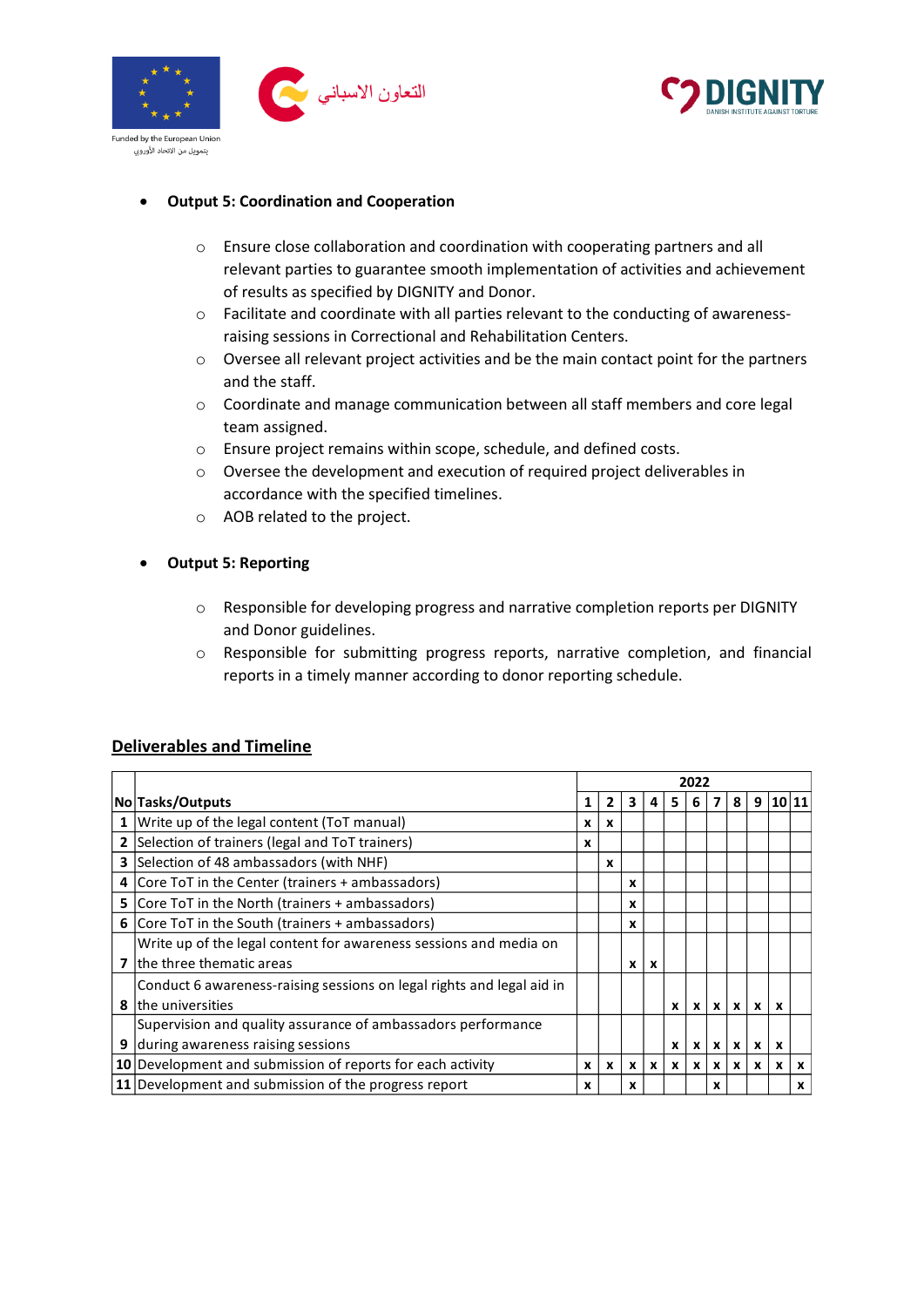- **Output 5: Coordination and Cooperation**

    - Ensure close collaboration and coordination with cooperating partners and all relevant parties to guarantee smooth implementation of activities and achievement of results as specified by DIGNITY and Donor.
    - Facilitate and coordinate with all parties relevant to the conducting of awareness-raising sessions in Correctional and Rehabilitation Centers.
    - Oversee all relevant project activities and be the main contact point for the partners and the staff.
    - Coordinate and manage communication between all staff members and core legal team assigned.
    - Ensure project remains within scope, schedule, and defined costs.
    - Oversee the development and execution of required project deliverables in accordance with the specified timelines.
    - AOB related to the project.

- **Output 5: Reporting**

    - Responsible for developing progress and narrative completion reports per DIGNITY and Donor guidelines.
    - Responsible for submitting progress reports, narrative completion, and financial reports in a timely manner according to donor reporting schedule.

## Deliverables and Timeline

| No | Tasks/Outputs | 2022 | | | | | | | | | | |
|---|---|---|---|---|---|---|---|---|---|---|---|---|
| | | 1 | 2 | 3 | 4 | 5 | 6 | 7 | 8 | 9 | 10 | 11 |
| 1 | Write up of the legal content (ToT manual) | x | x | | | | | | | | | |
| 2 | Selection of trainers (legal and ToT trainers) | x | | | | | | | | | | |
| 3 | Selection of 48 ambassadors (with NHF) | | x | | | | | | | | | |
| 4 | Core ToT in the Center (trainers + ambassadors) | | | x | | | | | | | | |
| 5 | Core ToT in the North (trainers + ambassadors) | | | x | | | | | | | | |
| 6 | Core ToT in the South (trainers + ambassadors) | | | x | | | | | | | | |
| 7 | Write up of the legal content for awareness sessions and media on the three thematic areas | | | x | x | | | | | | | |
| 8 | Conduct 6 awareness-raising sessions on legal rights and legal aid in the universities | | | | | x | x | x | x | x | x | |
| 9 | Supervision and quality assurance of ambassadors performance during awareness raising sessions | | | | | x | x | x | x | x | x | |
| 10 | Development and submission of reports for each activity | x | x | x | x | x | x | x | x | x | x | x |
| 11 | Development and submission of the progress report | x | | x | | | | x | | | | x |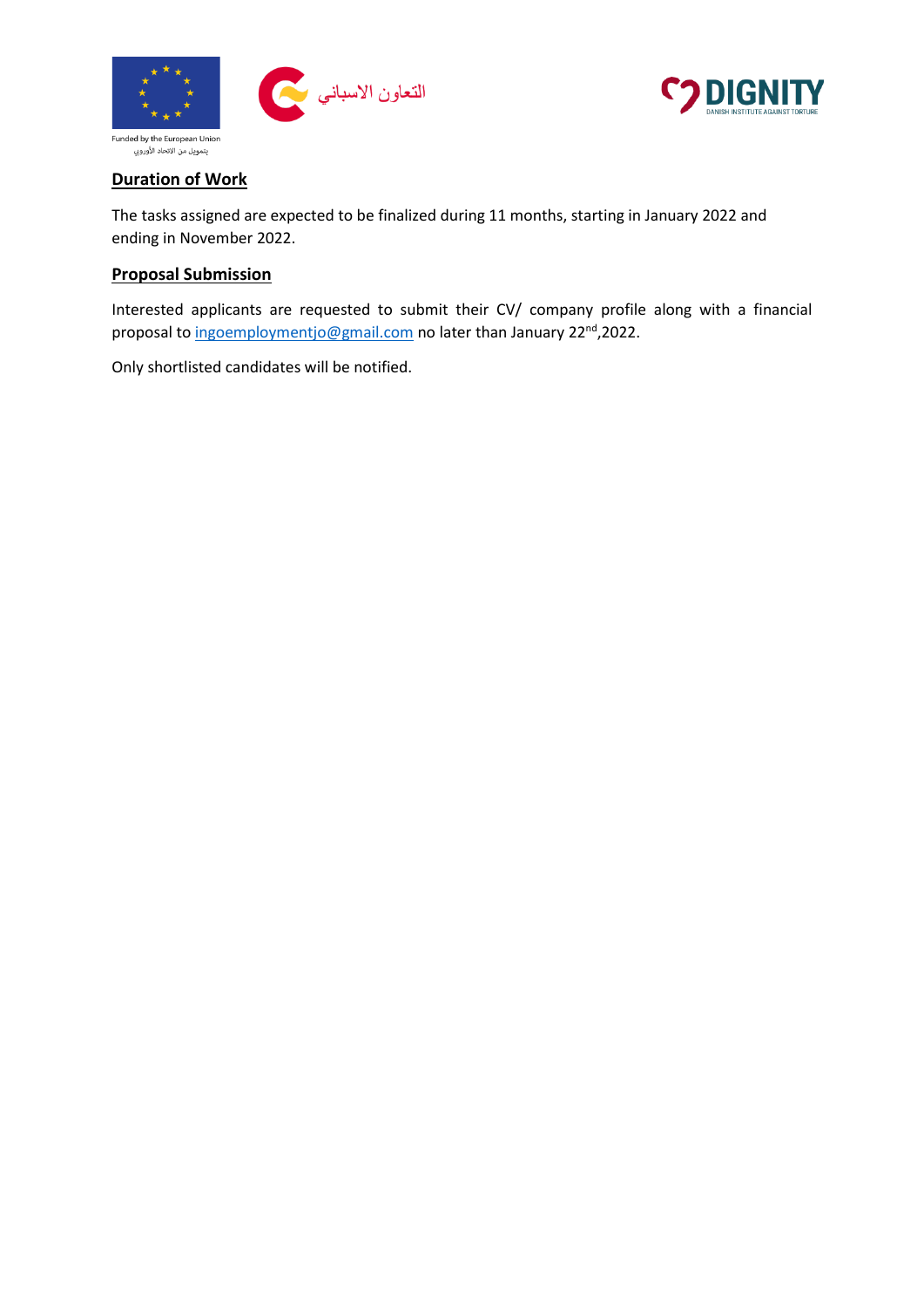## Duration of Work

The tasks assigned are expected to be finalized during 11 months, starting in January 2022 and ending in November 2022.

## Proposal Submission

Interested applicants are requested to submit their CV/ company profile along with a financial proposal to ingoemploymentjo@gmail.com no later than January 22nd,2022.

Only shortlisted candidates will be notified.